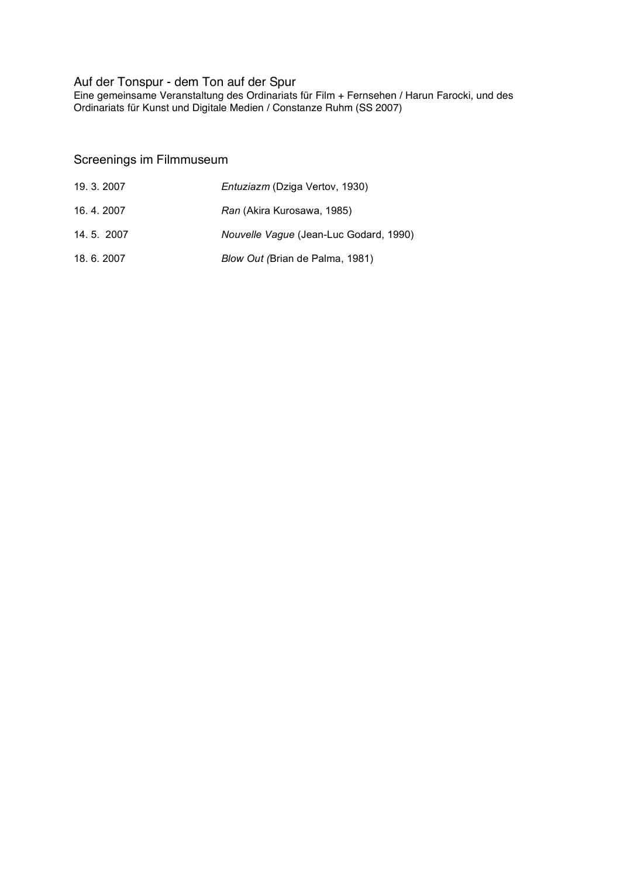# Auf der Tonspur - dem Ton auf der Spur

Eine gemeinsame Veranstaltung des Ordinariats für Film + Fernsehen / Harun Farocki, und des Ordinariats für Kunst und Digitale Medien / Constanze Ruhm (SS 2007)

## Screenings im Filmmuseum

| | |
|---|---|
| 19. 3. 2007 | *Entuziazm* (Dziga Vertov, 1930) |
| 16. 4. 2007 | *Ran* (Akira Kurosawa, 1985) |
| 14. 5. 2007 | *Nouvelle Vague* (Jean-Luc Godard, 1990) |
| 18. 6. 2007 | *Blow Out (*Brian de Palma, 1981) |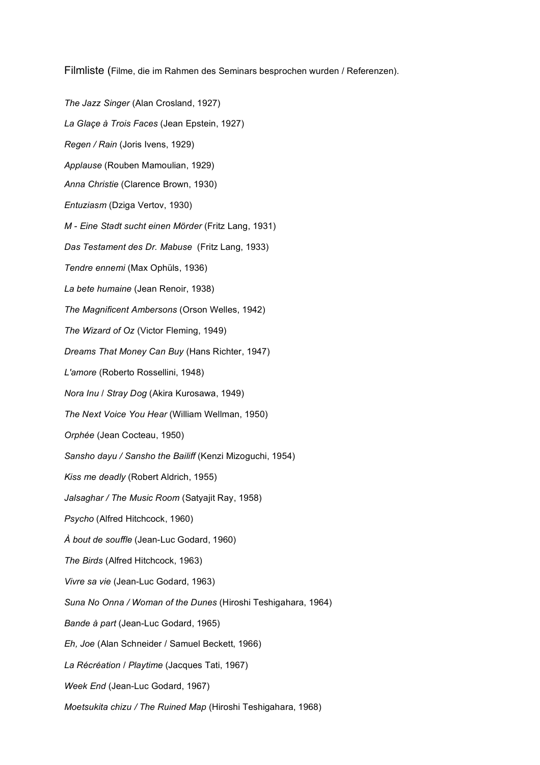Filmliste (Filme, die im Rahmen des Seminars besprochen wurden / Referenzen).

*The Jazz Singer* (Alan Crosland, 1927)

*La Glaçe à Trois Faces* (Jean Epstein, 1927)

*Regen / Rain* (Joris Ivens, 1929)

*Applause* (Rouben Mamoulian, 1929)

*Anna Christie* (Clarence Brown, 1930)

*Entuziasm* (Dziga Vertov, 1930)

*M - Eine Stadt sucht einen Mörder* (Fritz Lang, 1931)

*Das Testament des Dr. Mabuse* (Fritz Lang, 1933)

*Tendre ennemi* (Max Ophüls, 1936)

*La bete humaine* (Jean Renoir, 1938)

*The Magnificent Ambersons* (Orson Welles, 1942)

*The Wizard of Oz* (Victor Fleming, 1949)

*Dreams That Money Can Buy* (Hans Richter, 1947)

*L'amore* (Roberto Rossellini, 1948)

*Nora Inu* / *Stray Dog* (Akira Kurosawa, 1949)

*The Next Voice You Hear* (William Wellman, 1950)

*Orphée* (Jean Cocteau, 1950)

*Sansho dayu / Sansho the Bailiff* (Kenzi Mizoguchi, 1954)

*Kiss me deadly* (Robert Aldrich, 1955)

*Jalsaghar / The Music Room* (Satyajit Ray, 1958)

*Psycho* (Alfred Hitchcock, 1960)

*À bout de souffle* (Jean-Luc Godard, 1960)

*The Birds* (Alfred Hitchcock, 1963)

*Vivre sa vie* (Jean-Luc Godard, 1963)

*Suna No Onna / Woman of the Dunes* (Hiroshi Teshigahara, 1964)

*Bande à part* (Jean-Luc Godard, 1965)

*Eh, Joe* (Alan Schneider / Samuel Beckett, 1966)

*La Récréation* / *Playtime* (Jacques Tati, 1967)

*Week End* (Jean-Luc Godard, 1967)

*Moetsukita chizu / The Ruined Map* (Hiroshi Teshigahara, 1968)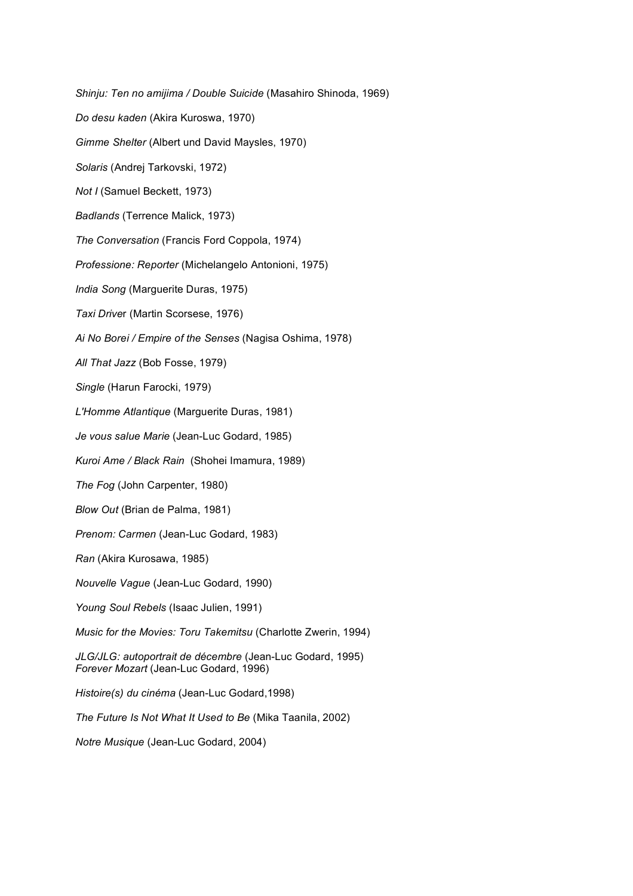*Shinju: Ten no amijima / Double Suicide* (Masahiro Shinoda, 1969)

*Do desu kaden* (Akira Kuroswa, 1970)

*Gimme Shelter* (Albert und David Maysles, 1970)

*Solaris* (Andrej Tarkovski, 1972)

*Not I* (Samuel Beckett, 1973)

*Badlands* (Terrence Malick, 1973)

*The Conversation* (Francis Ford Coppola, 1974)

*Professione: Reporter* (Michelangelo Antonioni, 1975)

*India Song* (Marguerite Duras, 1975)

*Taxi Drive*r (Martin Scorsese, 1976)

*Ai No Borei / Empire of the Senses* (Nagisa Oshima, 1978)

*All That Jazz* (Bob Fosse, 1979)

*Single* (Harun Farocki, 1979)

*L'Homme Atlantique* (Marguerite Duras, 1981)

*Je vous salue Marie* (Jean-Luc Godard, 1985)

*Kuroi Ame / Black Rain* (Shohei Imamura, 1989)

*The Fog* (John Carpenter, 1980)

*Blow Out* (Brian de Palma, 1981)

*Prenom: Carmen* (Jean-Luc Godard, 1983)

*Ran* (Akira Kurosawa, 1985)

*Nouvelle Vague* (Jean-Luc Godard, 1990)

*Young Soul Rebels* (Isaac Julien, 1991)

*Music for the Movies: Toru Takemitsu* (Charlotte Zwerin, 1994)

*JLG/JLG: autoportrait de décembre* (Jean-Luc Godard, 1995)
*Forever Mozart* (Jean-Luc Godard, 1996)

*Histoire(s) du cinéma* (Jean-Luc Godard,1998)

*The Future Is Not What It Used to Be* (Mika Taanila, 2002)

*Notre Musique* (Jean-Luc Godard, 2004)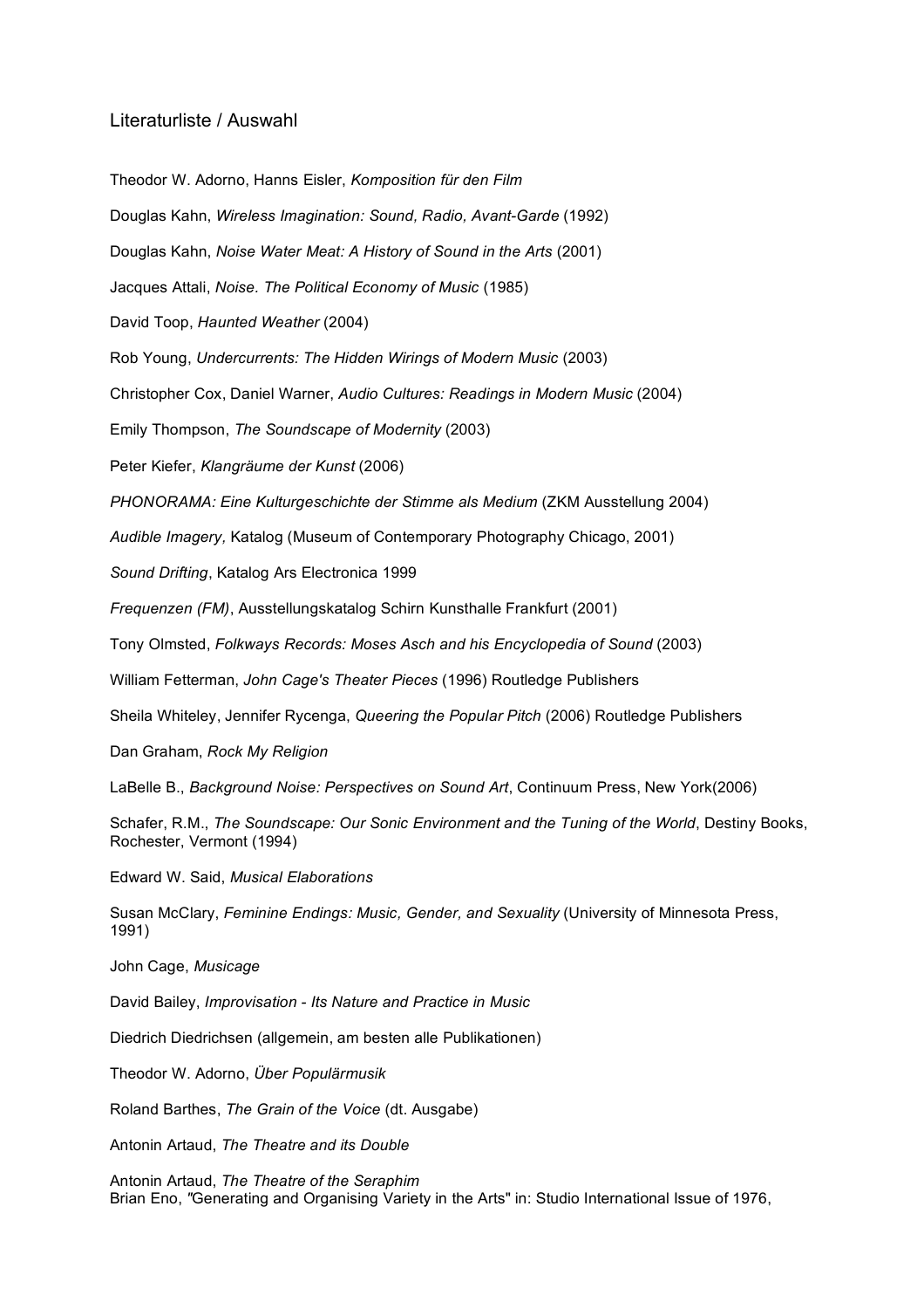## Literaturliste / Auswahl

Theodor W. Adorno, Hanns Eisler, *Komposition für den Film*

Douglas Kahn, *Wireless Imagination: Sound, Radio, Avant-Garde* (1992)

Douglas Kahn, *Noise Water Meat: A History of Sound in the Arts* (2001)

Jacques Attali, *Noise. The Political Economy of Music* (1985)

David Toop, *Haunted Weather* (2004)

Rob Young, *Undercurrents: The Hidden Wirings of Modern Music* (2003)

Christopher Cox, Daniel Warner, *Audio Cultures: Readings in Modern Music* (2004)

Emily Thompson, *The Soundscape of Modernity* (2003)

Peter Kiefer, *Klangräume der Kunst* (2006)

*PHONORAMA: Eine Kulturgeschichte der Stimme als Medium* (ZKM Ausstellung 2004)

*Audible Imagery,* Katalog (Museum of Contemporary Photography Chicago, 2001)

*Sound Drifting*, Katalog Ars Electronica 1999

*Frequenzen (FM)*, Ausstellungskatalog Schirn Kunsthalle Frankfurt (2001)

Tony Olmsted, *Folkways Records: Moses Asch and his Encyclopedia of Sound* (2003)

William Fetterman, *John Cage's Theater Pieces* (1996) Routledge Publishers

Sheila Whiteley, Jennifer Rycenga, *Queering the Popular Pitch* (2006) Routledge Publishers

Dan Graham, *Rock My Religion*

LaBelle B., *Background Noise: Perspectives on Sound Art*, Continuum Press, New York(2006)

Schafer, R.M., *The Soundscape: Our Sonic Environment and the Tuning of the World*, Destiny Books, Rochester, Vermont (1994)

Edward W. Said, *Musical Elaborations*

Susan McClary, *Feminine Endings: Music, Gender, and Sexuality* (University of Minnesota Press, 1991)

John Cage, *Musicage*

David Bailey, *Improvisation - Its Nature and Practice in Music*

Diedrich Diedrichsen (allgemein, am besten alle Publikationen)

Theodor W. Adorno, *Über Populärmusik*

Roland Barthes, *The Grain of the Voice* (dt. Ausgabe)

Antonin Artaud, *The Theatre and its Double*

Antonin Artaud, *The Theatre of the Seraphim*
Brian Eno, "Generating and Organising Variety in the Arts" in: Studio International Issue of 1976,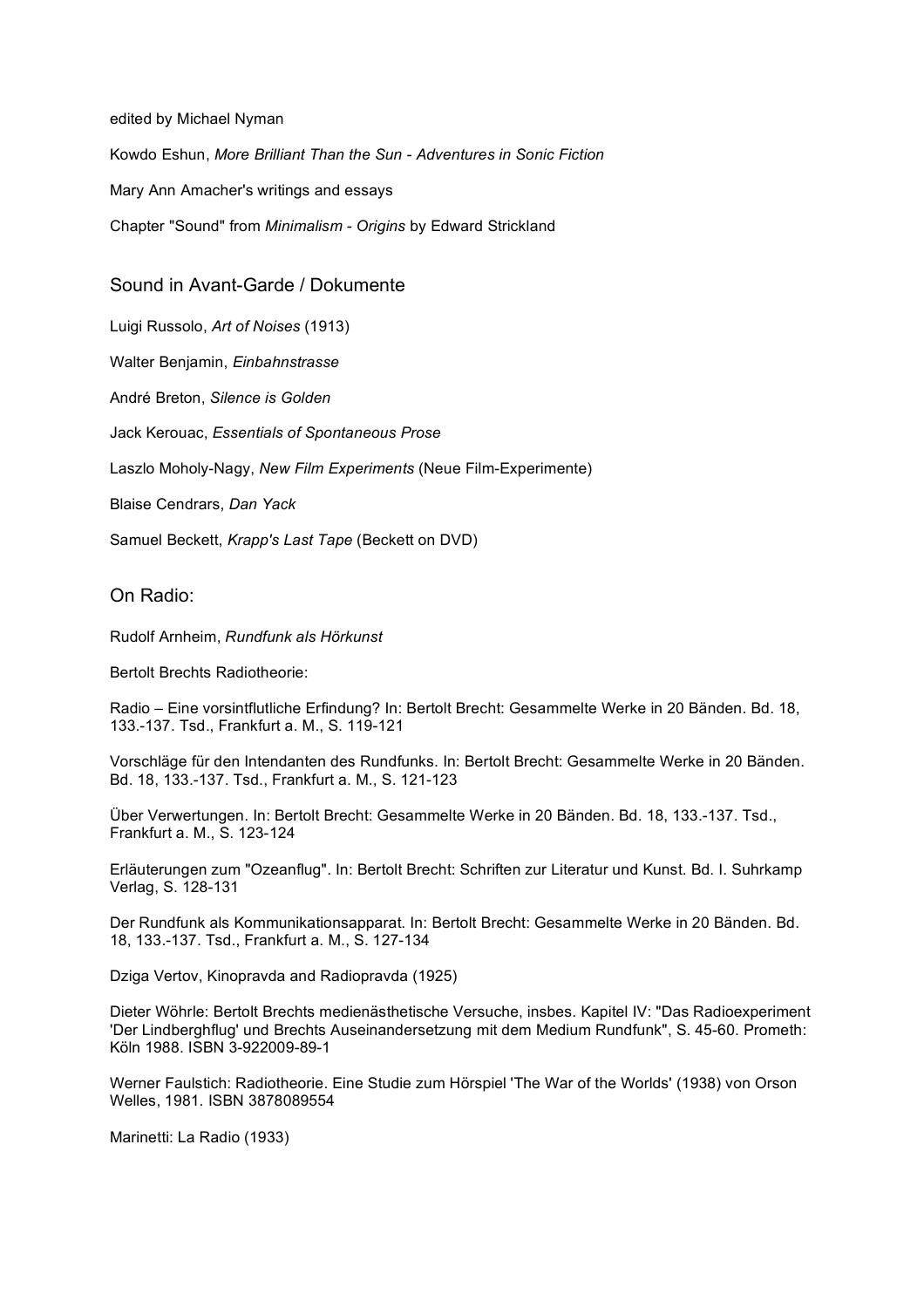edited by Michael Nyman

Kowdo Eshun, *More Brilliant Than the Sun - Adventures in Sonic Fiction*

Mary Ann Amacher's writings and essays

Chapter "Sound" from *Minimalism - Origins* by Edward Strickland

## Sound in Avant-Garde / Dokumente

Luigi Russolo, *Art of Noises* (1913)

Walter Benjamin, *Einbahnstrasse*

André Breton, *Silence is Golden*

Jack Kerouac, *Essentials of Spontaneous Prose*

Laszlo Moholy-Nagy, *New Film Experiments* (Neue Film-Experimente)

Blaise Cendrars, *Dan Yack*

Samuel Beckett, *Krapp's Last Tape* (Beckett on DVD)

## On Radio:

Rudolf Arnheim, *Rundfunk als Hörkunst*

Bertolt Brechts Radiotheorie:

Radio – Eine vorsintflutliche Erfindung? In: Bertolt Brecht: Gesammelte Werke in 20 Bänden. Bd. 18, 133.-137. Tsd., Frankfurt a. M., S. 119-121

Vorschläge für den Intendanten des Rundfunks. In: Bertolt Brecht: Gesammelte Werke in 20 Bänden. Bd. 18, 133.-137. Tsd., Frankfurt a. M., S. 121-123

Über Verwertungen. In: Bertolt Brecht: Gesammelte Werke in 20 Bänden. Bd. 18, 133.-137. Tsd., Frankfurt a. M., S. 123-124

Erläuterungen zum "Ozeanflug". In: Bertolt Brecht: Schriften zur Literatur und Kunst. Bd. I. Suhrkamp Verlag, S. 128-131

Der Rundfunk als Kommunikationsapparat. In: Bertolt Brecht: Gesammelte Werke in 20 Bänden. Bd. 18, 133.-137. Tsd., Frankfurt a. M., S. 127-134

Dziga Vertov, Kinopravda and Radiopravda (1925)

Dieter Wöhrle: Bertolt Brechts medienästhetische Versuche, insbes. Kapitel IV: "Das Radioexperiment 'Der Lindberghflug' und Brechts Auseinandersetzung mit dem Medium Rundfunk", S. 45-60. Prometh: Köln 1988. ISBN 3-922009-89-1

Werner Faulstich: Radiotheorie. Eine Studie zum Hörspiel 'The War of the Worlds' (1938) von Orson Welles, 1981. ISBN 3878089554

Marinetti: La Radio (1933)